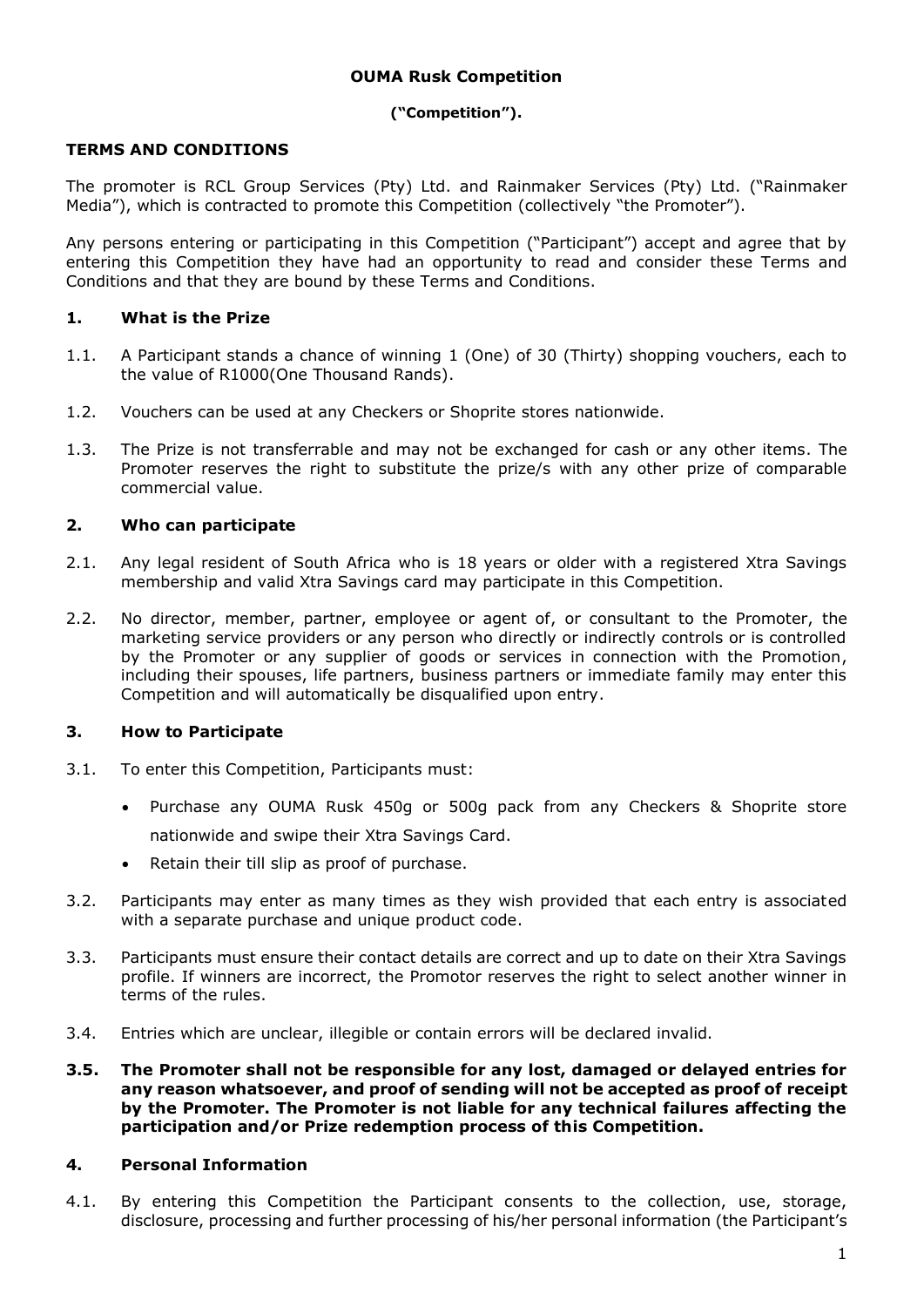**OUMA Rusk Competition**

**("Competition").**

**TERMS AND CONDITIONS**

The promoter is RCL Group Services (Pty) Ltd. and Rainmaker Services (Pty) Ltd. ("Rainmaker Media"), which is contracted to promote this Competition (collectively "the Promoter").

Any persons entering or participating in this Competition ("Participant") accept and agree that by entering this Competition they have had an opportunity to read and consider these Terms and Conditions and that they are bound by these Terms and Conditions.

## 1. What is the Prize

1.1. A Participant stands a chance of winning 1 (One) of 30 (Thirty) shopping vouchers, each to the value of R1000(One Thousand Rands).

1.2. Vouchers can be used at any Checkers or Shoprite stores nationwide.

1.3. The Prize is not transferrable and may not be exchanged for cash or any other items. The Promoter reserves the right to substitute the prize/s with any other prize of comparable commercial value.

## 2. Who can participate

2.1. Any legal resident of South Africa who is 18 years or older with a registered Xtra Savings membership and valid Xtra Savings card may participate in this Competition.

2.2. No director, member, partner, employee or agent of, or consultant to the Promoter, the marketing service providers or any person who directly or indirectly controls or is controlled by the Promoter or any supplier of goods or services in connection with the Promotion, including their spouses, life partners, business partners or immediate family may enter this Competition and will automatically be disqualified upon entry.

## 3. How to Participate

3.1. To enter this Competition, Participants must:

- Purchase any OUMA Rusk 450g or 500g pack from any Checkers & Shoprite store nationwide and swipe their Xtra Savings Card.
- Retain their till slip as proof of purchase.

3.2. Participants may enter as many times as they wish provided that each entry is associated with a separate purchase and unique product code.

3.3. Participants must ensure their contact details are correct and up to date on their Xtra Savings profile. If winners are incorrect, the Promotor reserves the right to select another winner in terms of the rules.

3.4. Entries which are unclear, illegible or contain errors will be declared invalid.

**3.5. The Promoter shall not be responsible for any lost, damaged or delayed entries for any reason whatsoever, and proof of sending will not be accepted as proof of receipt by the Promoter. The Promoter is not liable for any technical failures affecting the participation and/or Prize redemption process of this Competition.**

## 4. Personal Information

4.1. By entering this Competition the Participant consents to the collection, use, storage, disclosure, processing and further processing of his/her personal information (the Participant's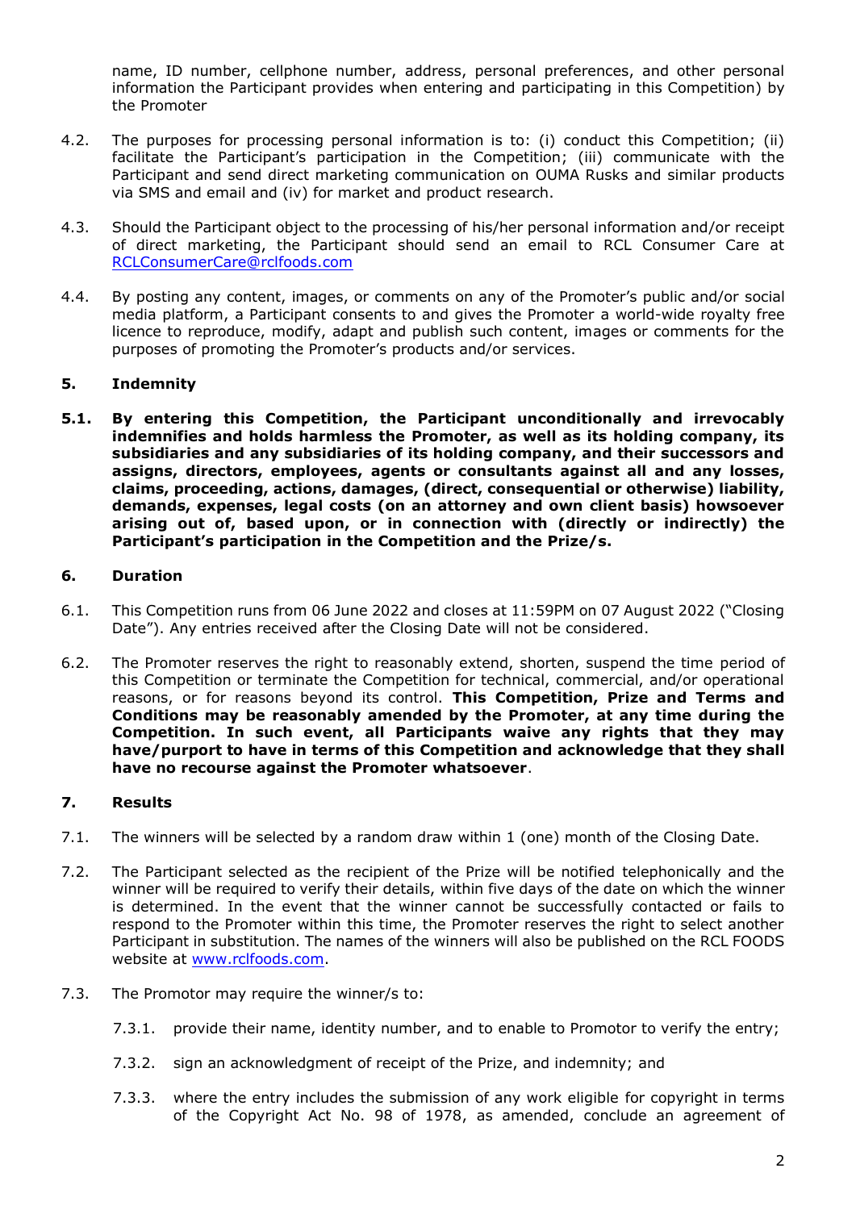name, ID number, cellphone number, address, personal preferences, and other personal information the Participant provides when entering and participating in this Competition) by the Promoter

4.2. The purposes for processing personal information is to: (i) conduct this Competition; (ii) facilitate the Participant's participation in the Competition; (iii) communicate with the Participant and send direct marketing communication on OUMA Rusks and similar products via SMS and email and (iv) for market and product research.

4.3. Should the Participant object to the processing of his/her personal information and/or receipt of direct marketing, the Participant should send an email to RCL Consumer Care at [RCLConsumerCare@rclfoods.com](mailto:RCLConsumerCare@rclfoods.com)

4.4. By posting any content, images, or comments on any of the Promoter's public and/or social media platform, a Participant consents to and gives the Promoter a world-wide royalty free licence to reproduce, modify, adapt and publish such content, images or comments for the purposes of promoting the Promoter's products and/or services.

## 5. Indemnity

**5.1. By entering this Competition, the Participant unconditionally and irrevocably indemnifies and holds harmless the Promoter, as well as its holding company, its subsidiaries and any subsidiaries of its holding company, and their successors and assigns, directors, employees, agents or consultants against all and any losses, claims, proceeding, actions, damages, (direct, consequential or otherwise) liability, demands, expenses, legal costs (on an attorney and own client basis) howsoever arising out of, based upon, or in connection with (directly or indirectly) the Participant's participation in the Competition and the Prize/s.**

## 6. Duration

6.1. This Competition runs from 06 June 2022 and closes at 11:59PM on 07 August 2022 ("Closing Date"). Any entries received after the Closing Date will not be considered.

6.2. The Promoter reserves the right to reasonably extend, shorten, suspend the time period of this Competition or terminate the Competition for technical, commercial, and/or operational reasons, or for reasons beyond its control. **This Competition, Prize and Terms and Conditions may be reasonably amended by the Promoter, at any time during the Competition. In such event, all Participants waive any rights that they may have/purport to have in terms of this Competition and acknowledge that they shall have no recourse against the Promoter whatsoever**.

## 7. Results

7.1. The winners will be selected by a random draw within 1 (one) month of the Closing Date.

7.2. The Participant selected as the recipient of the Prize will be notified telephonically and the winner will be required to verify their details, within five days of the date on which the winner is determined. In the event that the winner cannot be successfully contacted or fails to respond to the Promoter within this time, the Promoter reserves the right to select another Participant in substitution. The names of the winners will also be published on the RCL FOODS website at [www.rclfoods.com](http://www.rclfoods.com).

7.3. The Promotor may require the winner/s to:

7.3.1. provide their name, identity number, and to enable to Promotor to verify the entry;

7.3.2. sign an acknowledgment of receipt of the Prize, and indemnity; and

7.3.3. where the entry includes the submission of any work eligible for copyright in terms of the Copyright Act No. 98 of 1978, as amended, conclude an agreement of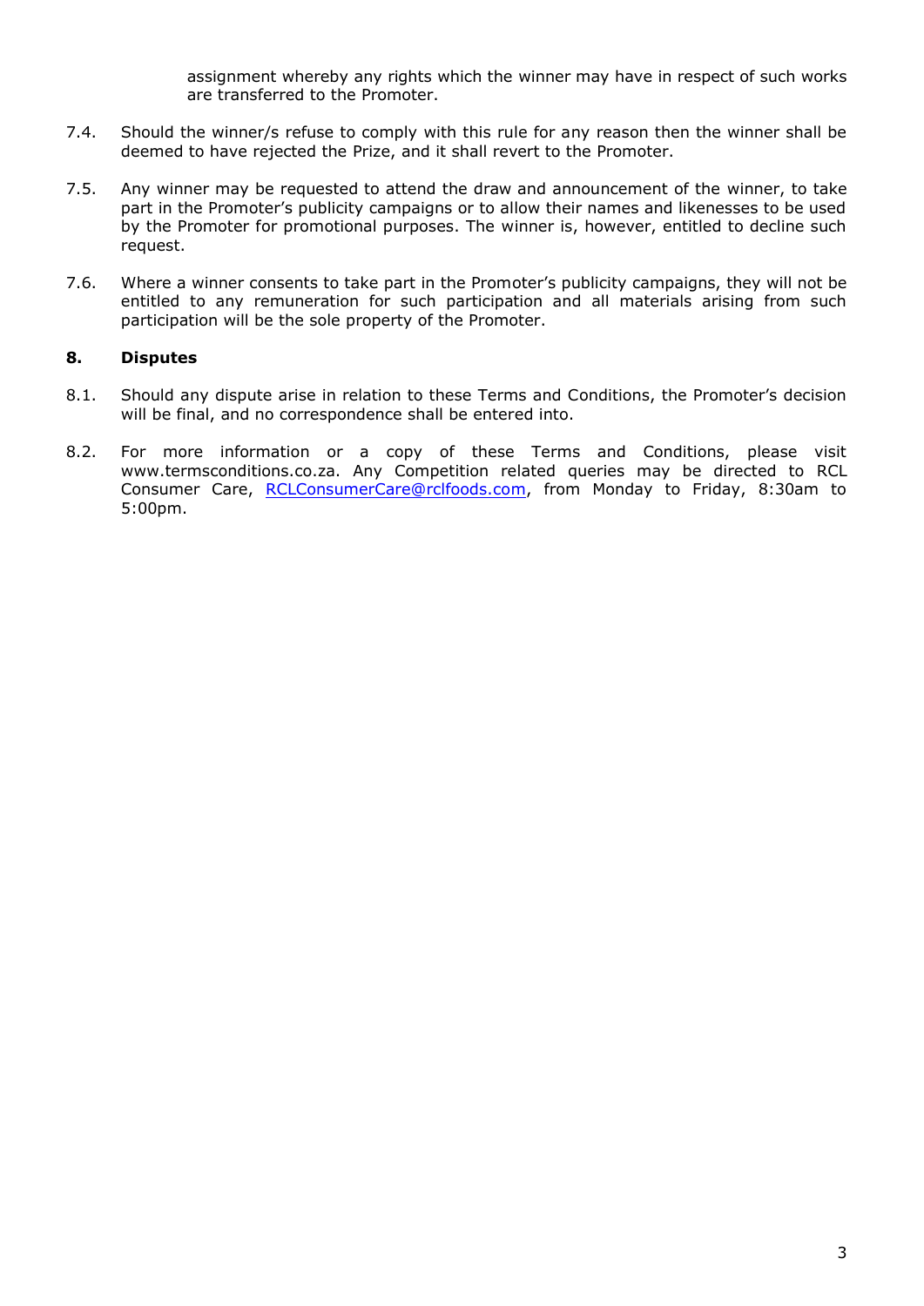assignment whereby any rights which the winner may have in respect of such works are transferred to the Promoter.

7.4. Should the winner/s refuse to comply with this rule for any reason then the winner shall be deemed to have rejected the Prize, and it shall revert to the Promoter.

7.5. Any winner may be requested to attend the draw and announcement of the winner, to take part in the Promoter's publicity campaigns or to allow their names and likenesses to be used by the Promoter for promotional purposes. The winner is, however, entitled to decline such request.

7.6. Where a winner consents to take part in the Promoter's publicity campaigns, they will not be entitled to any remuneration for such participation and all materials arising from such participation will be the sole property of the Promoter.

## 8. Disputes

8.1. Should any dispute arise in relation to these Terms and Conditions, the Promoter's decision will be final, and no correspondence shall be entered into.

8.2. For more information or a copy of these Terms and Conditions, please visit www.termsconditions.co.za. Any Competition related queries may be directed to RCL Consumer Care, [RCLConsumerCare@rclfoods.com](mailto:RCLConsumerCare@rclfoods.com), from Monday to Friday, 8:30am to 5:00pm.